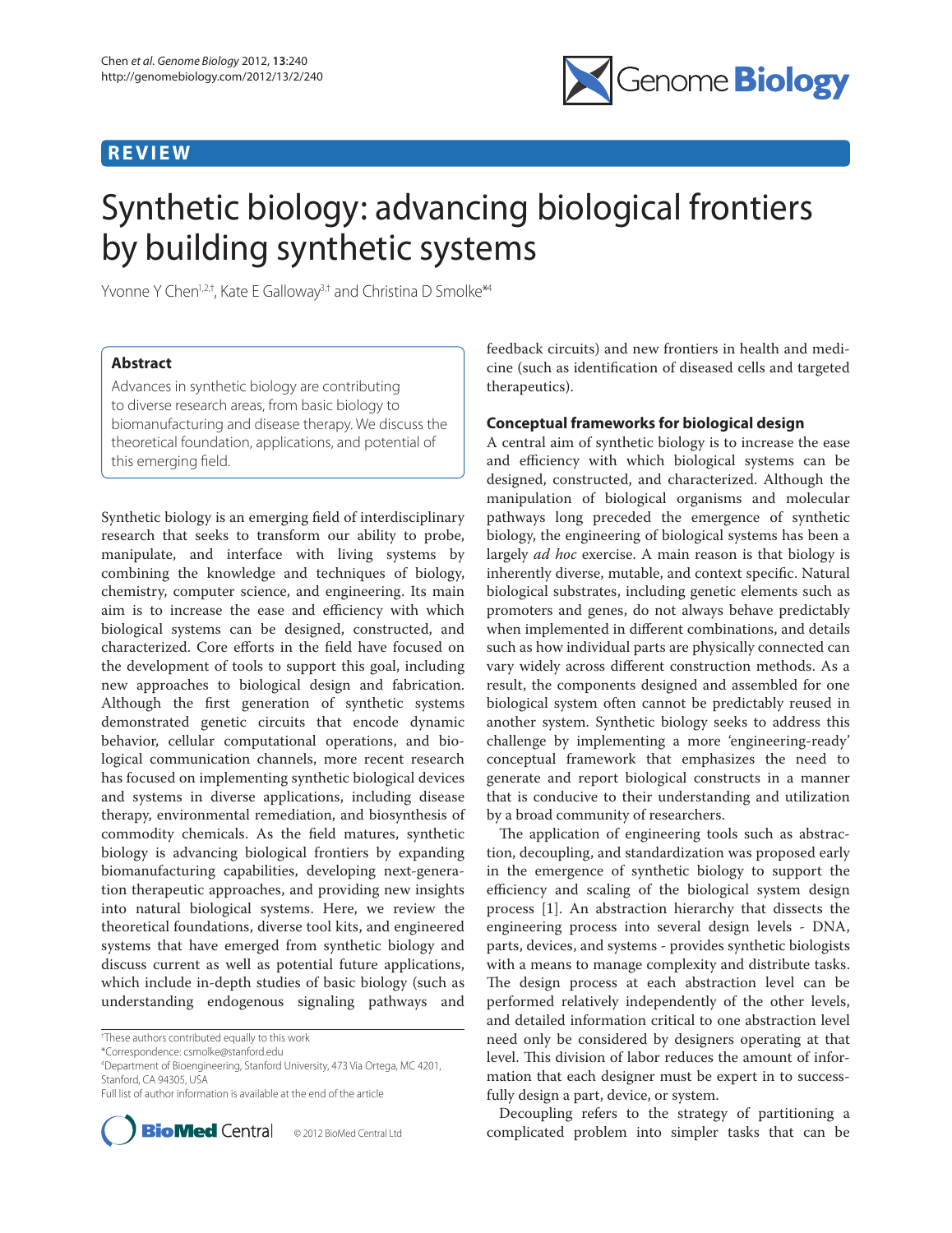## REVIEW

# Synthetic biology: advancing biological frontiers by building synthetic systems

Yvonne Y Chen[1,2,†], Kate E Galloway[3,†] and Christina D Smolke[*4]

### Abstract

Advances in synthetic biology are contributing to diverse research areas, from basic biology to biomanufacturing and disease therapy. We discuss the theoretical foundation, applications, and potential of this emerging field.

Synthetic biology is an emerging field of interdisciplinary research that seeks to transform our ability to probe, manipulate, and interface with living systems by combining the knowledge and techniques of biology, chemistry, computer science, and engineering. Its main aim is to increase the ease and efficiency with which biological systems can be designed, constructed, and characterized. Core efforts in the field have focused on the development of tools to support this goal, including new approaches to biological design and fabrication. Although the first generation of synthetic systems demonstrated genetic circuits that encode dynamic behavior, cellular computational operations, and biological communication channels, more recent research has focused on implementing synthetic biological devices and systems in diverse applications, including disease therapy, environmental remediation, and biosynthesis of commodity chemicals. As the field matures, synthetic biology is advancing biological frontiers by expanding biomanufacturing capabilities, developing next-generation therapeutic approaches, and providing new insights into natural biological systems. Here, we review the theoretical foundations, diverse tool kits, and engineered systems that have emerged from synthetic biology and discuss current as well as potential future applications, which include in-depth studies of basic biology (such as understanding endogenous signaling pathways and feedback circuits) and new frontiers in health and medicine (such as identification of diseased cells and targeted therapeutics).

†These authors contributed equally to this work
*Correspondence: csmolke@stanford.edu
4Department of Bioengineering, Stanford University, 473 Via Ortega, MC 4201, Stanford, CA 94305, USA
Full list of author information is available at the end of the article

© 2012 BioMed Central Ltd

### Conceptual frameworks for biological design

A central aim of synthetic biology is to increase the ease and efficiency with which biological systems can be designed, constructed, and characterized. Although the manipulation of biological organisms and molecular pathways long preceded the emergence of synthetic biology, the engineering of biological systems has been a largely *ad hoc* exercise. A main reason is that biology is inherently diverse, mutable, and context specific. Natural biological substrates, including genetic elements such as promoters and genes, do not always behave predictably when implemented in different combinations, and details such as how individual parts are physically connected can vary widely across different construction methods. As a result, the components designed and assembled for one biological system often cannot be predictably reused in another system. Synthetic biology seeks to address this challenge by implementing a more 'engineering-ready' conceptual framework that emphasizes the need to generate and report biological constructs in a manner that is conducive to their understanding and utilization by a broad community of researchers.

The application of engineering tools such as abstraction, decoupling, and standardization was proposed early in the emergence of synthetic biology to support the efficiency and scaling of the biological system design process [1]. An abstraction hierarchy that dissects the engineering process into several design levels - DNA, parts, devices, and systems - provides synthetic biologists with a means to manage complexity and distribute tasks. The design process at each abstraction level can be performed relatively independently of the other levels, and detailed information critical to one abstraction level need only be considered by designers operating at that level. This division of labor reduces the amount of information that each designer must be expert in to successfully design a part, device, or system.

Decoupling refers to the strategy of partitioning a complicated problem into simpler tasks that can be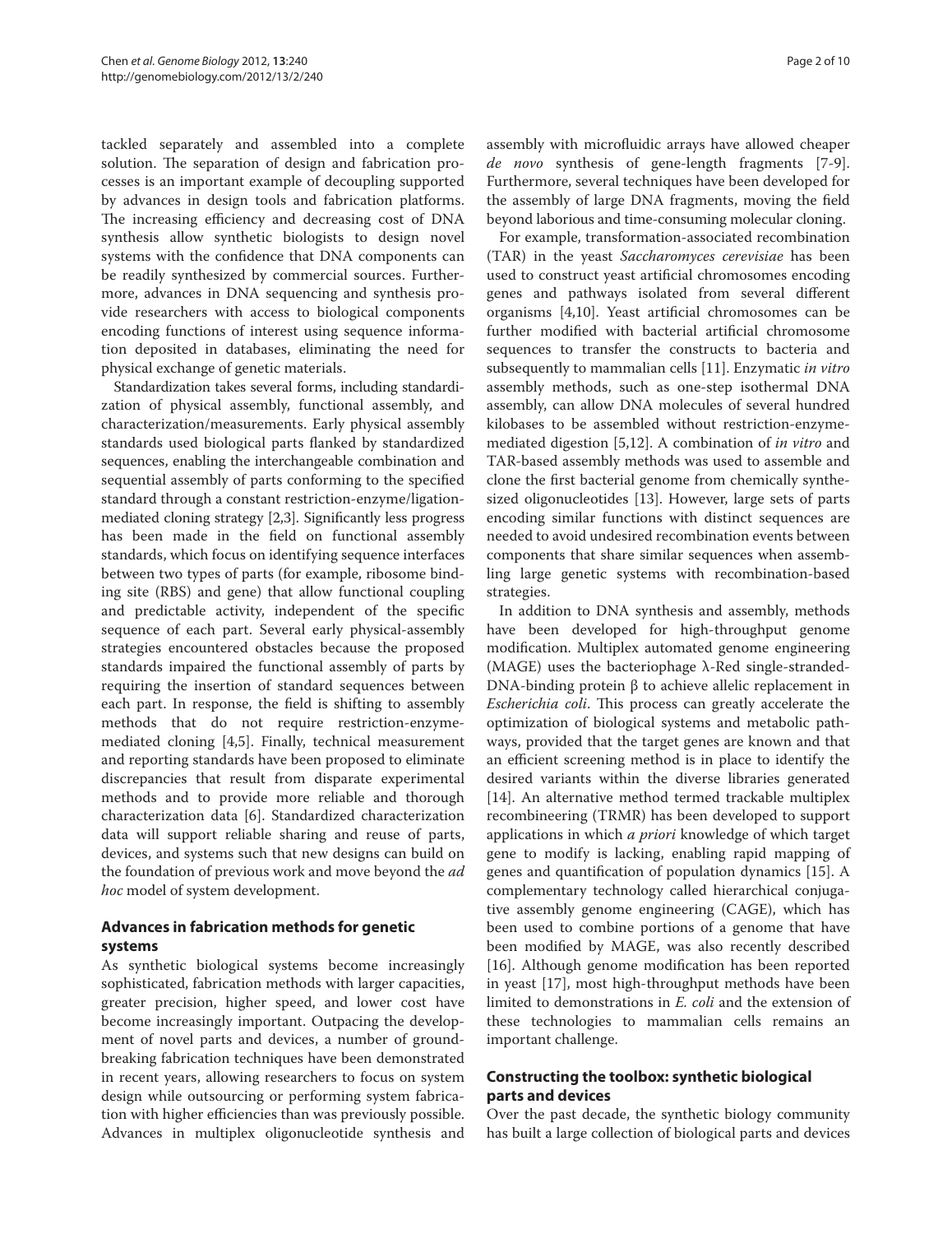tackled separately and assembled into a complete solution. The separation of design and fabrication processes is an important example of decoupling supported by advances in design tools and fabrication platforms. The increasing efficiency and decreasing cost of DNA synthesis allow synthetic biologists to design novel systems with the confidence that DNA components can be readily synthesized by commercial sources. Furthermore, advances in DNA sequencing and synthesis provide researchers with access to biological components encoding functions of interest using sequence information deposited in databases, eliminating the need for physical exchange of genetic materials.

Standardization takes several forms, including standardization of physical assembly, functional assembly, and characterization/measurements. Early physical assembly standards used biological parts flanked by standardized sequences, enabling the interchangeable combination and sequential assembly of parts conforming to the specified standard through a constant restriction-enzyme/ligation-mediated cloning strategy [2,3]. Significantly less progress has been made in the field on functional assembly standards, which focus on identifying sequence interfaces between two types of parts (for example, ribosome binding site (RBS) and gene) that allow functional coupling and predictable activity, independent of the specific sequence of each part. Several early physical-assembly strategies encountered obstacles because the proposed standards impaired the functional assembly of parts by requiring the insertion of standard sequences between each part. In response, the field is shifting to assembly methods that do not require restriction-enzyme-mediated cloning [4,5]. Finally, technical measurement and reporting standards have been proposed to eliminate discrepancies that result from disparate experimental methods and to provide more reliable and thorough characterization data [6]. Standardized characterization data will support reliable sharing and reuse of parts, devices, and systems such that new designs can build on the foundation of previous work and move beyond the *ad hoc* model of system development.

## Advances in fabrication methods for genetic systems

As synthetic biological systems become increasingly sophisticated, fabrication methods with larger capacities, greater precision, higher speed, and lower cost have become increasingly important. Outpacing the development of novel parts and devices, a number of groundbreaking fabrication techniques have been demonstrated in recent years, allowing researchers to focus on system design while outsourcing or performing system fabrication with higher efficiencies than was previously possible. Advances in multiplex oligonucleotide synthesis and assembly with microfluidic arrays have allowed cheaper *de novo* synthesis of gene-length fragments [7-9]. Furthermore, several techniques have been developed for the assembly of large DNA fragments, moving the field beyond laborious and time-consuming molecular cloning.

For example, transformation-associated recombination (TAR) in the yeast *Saccharomyces cerevisiae* has been used to construct yeast artificial chromosomes encoding genes and pathways isolated from several different organisms [4,10]. Yeast artificial chromosomes can be further modified with bacterial artificial chromosome sequences to transfer the constructs to bacteria and subsequently to mammalian cells [11]. Enzymatic *in vitro* assembly methods, such as one-step isothermal DNA assembly, can allow DNA molecules of several hundred kilobases to be assembled without restriction-enzyme-mediated digestion [5,12]. A combination of *in vitro* and TAR-based assembly methods was used to assemble and clone the first bacterial genome from chemically synthesized oligonucleotides [13]. However, large sets of parts encoding similar functions with distinct sequences are needed to avoid undesired recombination events between components that share similar sequences when assembling large genetic systems with recombination-based strategies.

In addition to DNA synthesis and assembly, methods have been developed for high-throughput genome modification. Multiplex automated genome engineering (MAGE) uses the bacteriophage λ-Red single-stranded-DNA-binding protein β to achieve allelic replacement in *Escherichia coli*. This process can greatly accelerate the optimization of biological systems and metabolic pathways, provided that the target genes are known and that an efficient screening method is in place to identify the desired variants within the diverse libraries generated [14]. An alternative method termed trackable multiplex recombineering (TRMR) has been developed to support applications in which *a priori* knowledge of which target gene to modify is lacking, enabling rapid mapping of genes and quantification of population dynamics [15]. A complementary technology called hierarchical conjugative assembly genome engineering (CAGE), which has been used to combine portions of a genome that have been modified by MAGE, was also recently described [16]. Although genome modification has been reported in yeast [17], most high-throughput methods have been limited to demonstrations in *E. coli* and the extension of these technologies to mammalian cells remains an important challenge.

## Constructing the toolbox: synthetic biological parts and devices

Over the past decade, the synthetic biology community has built a large collection of biological parts and devices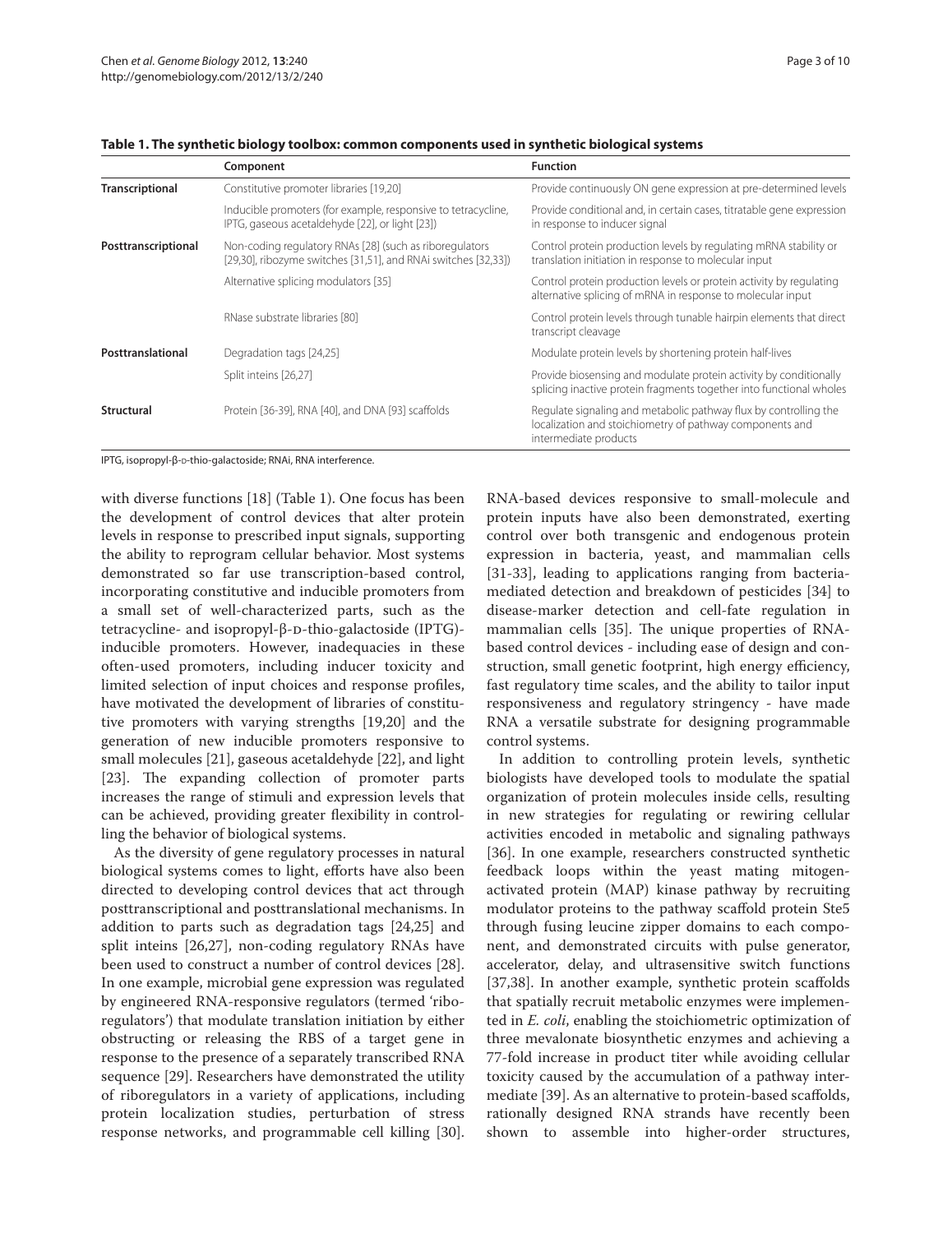**Table 1. The synthetic biology toolbox: common components used in synthetic biological systems**

| | Component | Function |
|---|---|---|
| **Transcriptional** | Constitutive promoter libraries [19,20] | Provide continuously ON gene expression at pre-determined levels |
| | Inducible promoters (for example, responsive to tetracycline, IPTG, gaseous acetaldehyde [22], or light [23]) | Provide conditional and, in certain cases, titratable gene expression in response to inducer signal |
| **Posttranscriptional** | Non-coding regulatory RNAs [28] (such as riboregulators [29,30], ribozyme switches [31,51], and RNAi switches [32,33]) | Control protein production levels by regulating mRNA stability or translation initiation in response to molecular input |
| | Alternative splicing modulators [35] | Control protein production levels or protein activity by regulating alternative splicing of mRNA in response to molecular input |
| | RNase substrate libraries [80] | Control protein levels through tunable hairpin elements that direct transcript cleavage |
| **Posttranslational** | Degradation tags [24,25] | Modulate protein levels by shortening protein half-lives |
| | Split inteins [26,27] | Provide biosensing and modulate protein activity by conditionally splicing inactive protein fragments together into functional wholes |
| **Structural** | Protein [36-39], RNA [40], and DNA [93] scaffolds | Regulate signaling and metabolic pathway flux by controlling the localization and stoichiometry of pathway components and intermediate products |

IPTG, isopropyl-β-D-thio-galactoside; RNAi, RNA interference.

with diverse functions [18] (Table 1). One focus has been the development of control devices that alter protein levels in response to prescribed input signals, supporting the ability to reprogram cellular behavior. Most systems demonstrated so far use transcription-based control, incorporating constitutive and inducible promoters from a small set of well-characterized parts, such as the tetracycline- and isopropyl-β-D-thio-galactoside (IPTG)-inducible promoters. However, inadequacies in these often-used promoters, including inducer toxicity and limited selection of input choices and response profiles, have motivated the development of libraries of constitutive promoters with varying strengths [19,20] and the generation of new inducible promoters responsive to small molecules [21], gaseous acetaldehyde [22], and light [23]. The expanding collection of promoter parts increases the range of stimuli and expression levels that can be achieved, providing greater flexibility in controlling the behavior of biological systems.

As the diversity of gene regulatory processes in natural biological systems comes to light, efforts have also been directed to developing control devices that act through posttranscriptional and posttranslational mechanisms. In addition to parts such as degradation tags [24,25] and split inteins [26,27], non-coding regulatory RNAs have been used to construct a number of control devices [28]. In one example, microbial gene expression was regulated by engineered RNA-responsive regulators (termed 'riboregulators') that modulate translation initiation by either obstructing or releasing the RBS of a target gene in response to the presence of a separately transcribed RNA sequence [29]. Researchers have demonstrated the utility of riboregulators in a variety of applications, including protein localization studies, perturbation of stress response networks, and programmable cell killing [30]. RNA-based devices responsive to small-molecule and protein inputs have also been demonstrated, exerting control over both transgenic and endogenous protein expression in bacteria, yeast, and mammalian cells [31-33], leading to applications ranging from bacteria-mediated detection and breakdown of pesticides [34] to disease-marker detection and cell-fate regulation in mammalian cells [35]. The unique properties of RNA-based control devices - including ease of design and construction, small genetic footprint, high energy efficiency, fast regulatory time scales, and the ability to tailor input responsiveness and regulatory stringency - have made RNA a versatile substrate for designing programmable control systems.

In addition to controlling protein levels, synthetic biologists have developed tools to modulate the spatial organization of protein molecules inside cells, resulting in new strategies for regulating or rewiring cellular activities encoded in metabolic and signaling pathways [36]. In one example, researchers constructed synthetic feedback loops within the yeast mating mitogen-activated protein (MAP) kinase pathway by recruiting modulator proteins to the pathway scaffold protein Ste5 through fusing leucine zipper domains to each component, and demonstrated circuits with pulse generator, accelerator, delay, and ultrasensitive switch functions [37,38]. In another example, synthetic protein scaffolds that spatially recruit metabolic enzymes were implemented in *E. coli*, enabling the stoichiometric optimization of three mevalonate biosynthetic enzymes and achieving a 77-fold increase in product titer while avoiding cellular toxicity caused by the accumulation of a pathway intermediate [39]. As an alternative to protein-based scaffolds, rationally designed RNA strands have recently been shown to assemble into higher-order structures,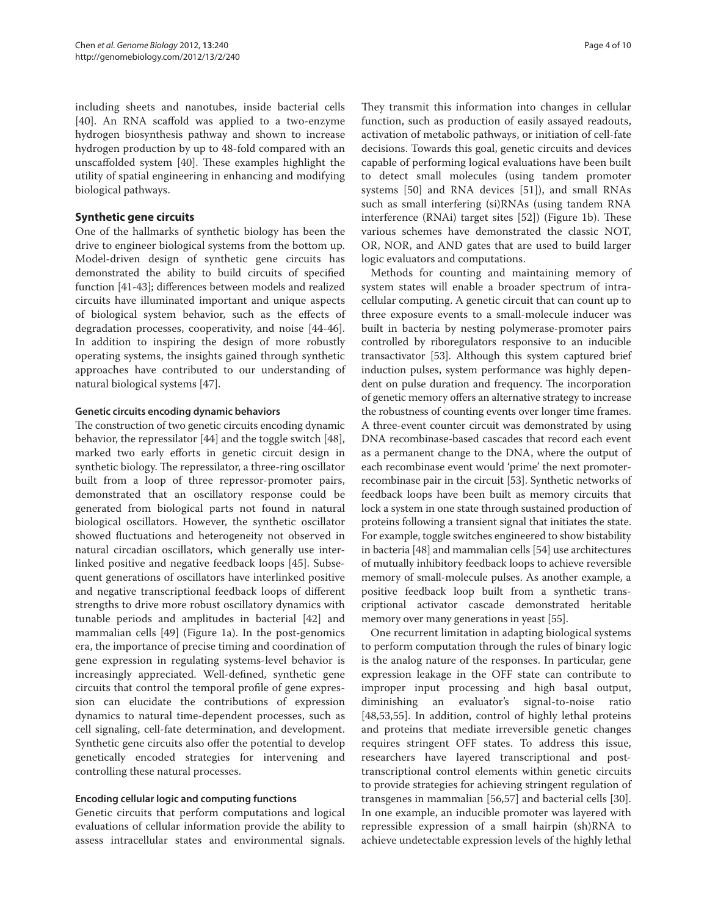including sheets and nanotubes, inside bacterial cells [40]. An RNA scaffold was applied to a two-enzyme hydrogen biosynthesis pathway and shown to increase hydrogen production by up to 48-fold compared with an unscaffolded system [40]. These examples highlight the utility of spatial engineering in enhancing and modifying biological pathways.

## Synthetic gene circuits

One of the hallmarks of synthetic biology has been the drive to engineer biological systems from the bottom up. Model-driven design of synthetic gene circuits has demonstrated the ability to build circuits of specified function [41-43]; differences between models and realized circuits have illuminated important and unique aspects of biological system behavior, such as the effects of degradation processes, cooperativity, and noise [44-46]. In addition to inspiring the design of more robustly operating systems, the insights gained through synthetic approaches have contributed to our understanding of natural biological systems [47].

### Genetic circuits encoding dynamic behaviors

The construction of two genetic circuits encoding dynamic behavior, the repressilator [44] and the toggle switch [48], marked two early efforts in genetic circuit design in synthetic biology. The repressilator, a three-ring oscillator built from a loop of three repressor-promoter pairs, demonstrated that an oscillatory response could be generated from biological parts not found in natural biological oscillators. However, the synthetic oscillator showed fluctuations and heterogeneity not observed in natural circadian oscillators, which generally use interlinked positive and negative feedback loops [45]. Subsequent generations of oscillators have interlinked positive and negative transcriptional feedback loops of different strengths to drive more robust oscillatory dynamics with tunable periods and amplitudes in bacterial [42] and mammalian cells [49] (Figure 1a). In the post-genomics era, the importance of precise timing and coordination of gene expression in regulating systems-level behavior is increasingly appreciated. Well-defined, synthetic gene circuits that control the temporal profile of gene expression can elucidate the contributions of expression dynamics to natural time-dependent processes, such as cell signaling, cell-fate determination, and development. Synthetic gene circuits also offer the potential to develop genetically encoded strategies for intervening and controlling these natural processes.

### Encoding cellular logic and computing functions

Genetic circuits that perform computations and logical evaluations of cellular information provide the ability to assess intracellular states and environmental signals. They transmit this information into changes in cellular function, such as production of easily assayed readouts, activation of metabolic pathways, or initiation of cell-fate decisions. Towards this goal, genetic circuits and devices capable of performing logical evaluations have been built to detect small molecules (using tandem promoter systems [50] and RNA devices [51]), and small RNAs such as small interfering (si)RNAs (using tandem RNA interference (RNAi) target sites [52]) (Figure 1b). These various schemes have demonstrated the classic NOT, OR, NOR, and AND gates that are used to build larger logic evaluators and computations.

Methods for counting and maintaining memory of system states will enable a broader spectrum of intracellular computing. A genetic circuit that can count up to three exposure events to a small-molecule inducer was built in bacteria by nesting polymerase-promoter pairs controlled by riboregulators responsive to an inducible transactivator [53]. Although this system captured brief induction pulses, system performance was highly dependent on pulse duration and frequency. The incorporation of genetic memory offers an alternative strategy to increase the robustness of counting events over longer time frames. A three-event counter circuit was demonstrated by using DNA recombinase-based cascades that record each event as a permanent change to the DNA, where the output of each recombinase event would 'prime' the next promoter-recombinase pair in the circuit [53]. Synthetic networks of feedback loops have been built as memory circuits that lock a system in one state through sustained production of proteins following a transient signal that initiates the state. For example, toggle switches engineered to show bistability in bacteria [48] and mammalian cells [54] use architectures of mutually inhibitory feedback loops to achieve reversible memory of small-molecule pulses. As another example, a positive feedback loop built from a synthetic transcriptional activator cascade demonstrated heritable memory over many generations in yeast [55].

One recurrent limitation in adapting biological systems to perform computation through the rules of binary logic is the analog nature of the responses. In particular, gene expression leakage in the OFF state can contribute to improper input processing and high basal output, diminishing an evaluator's signal-to-noise ratio [48,53,55]. In addition, control of highly lethal proteins and proteins that mediate irreversible genetic changes requires stringent OFF states. To address this issue, researchers have layered transcriptional and post-transcriptional control elements within genetic circuits to provide strategies for achieving stringent regulation of transgenes in mammalian [56,57] and bacterial cells [30]. In one example, an inducible promoter was layered with repressible expression of a small hairpin (sh)RNA to achieve undetectable expression levels of the highly lethal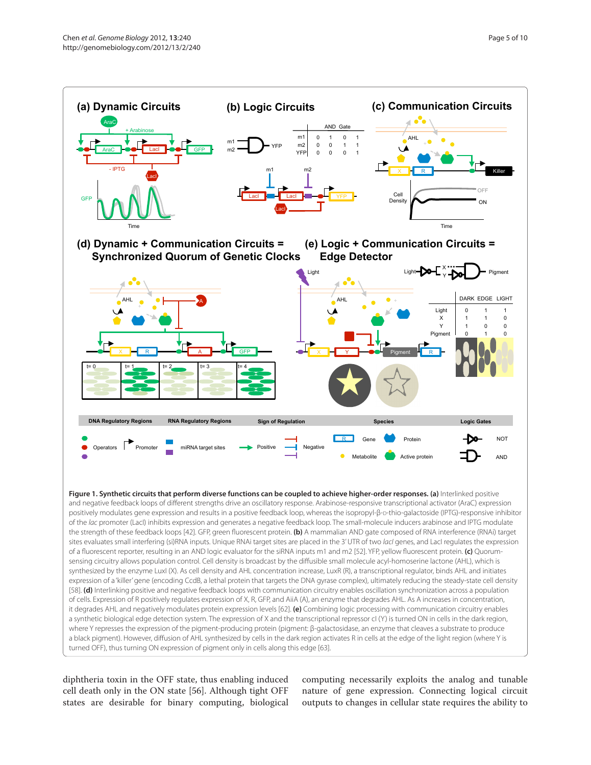**Figure 1. Synthetic circuits that perform diverse functions can be coupled to achieve higher-order responses. (a)** Interlinked positive and negative feedback loops of different strengths drive an oscillatory response. Arabinose-responsive transcriptional activator (AraC) expression positively modulates gene expression and results in a positive feedback loop, whereas the isopropyl-β-D-thio-galactoside (IPTG)-responsive inhibitor of the *lac* promoter (LacI) inhibits expression and generates a negative feedback loop. The small-molecule inducers arabinose and IPTG modulate the strength of these feedback loops [42]. GFP, green fluorescent protein. **(b)** A mammalian AND gate composed of RNA interference (RNAi) target sites evaluates small interfering (si)RNA inputs. Unique RNAi target sites are placed in the 3′ UTR of two *lacI* genes, and LacI regulates the expression of a fluorescent reporter, resulting in an AND logic evaluator for the siRNA inputs m1 and m2 [52]. YFP, yellow fluorescent protein. **(c)** Quorum-sensing circuitry allows population control. Cell density is broadcast by the diffusible small molecule acyl-homoserine lactone (AHL), which is synthesized by the enzyme LuxI (X). As cell density and AHL concentration increase, LuxR (R), a transcriptional regulator, binds AHL and initiates expression of a 'killer' gene (encoding CcdB, a lethal protein that targets the DNA gyrase complex), ultimately reducing the steady-state cell density [58]. **(d)** Interlinking positive and negative feedback loops with communication circuitry enables oscillation synchronization across a population of cells. Expression of R positively regulates expression of X, R, GFP, and AiiA (A), an enzyme that degrades AHL. As A increases in concentration, it degrades AHL and negatively modulates protein expression levels [62]. **(e)** Combining logic processing with communication circuitry enables a synthetic biological edge detection system. The expression of X and the transcriptional repressor cI (Y) is turned ON in cells in the dark region, where Y represses the expression of the pigment-producing protein (pigment: β-galactosidase, an enzyme that cleaves a substrate to produce a black pigment). However, diffusion of AHL synthesized by cells in the dark region activates R in cells at the edge of the light region (where Y is turned OFF), thus turning ON expression of pigment only in cells along this edge [63].

diphtheria toxin in the OFF state, thus enabling induced cell death only in the ON state [56]. Although tight OFF states are desirable for binary computing, biological computing necessarily exploits the analog and tunable nature of gene expression. Connecting logical circuit outputs to changes in cellular state requires the ability to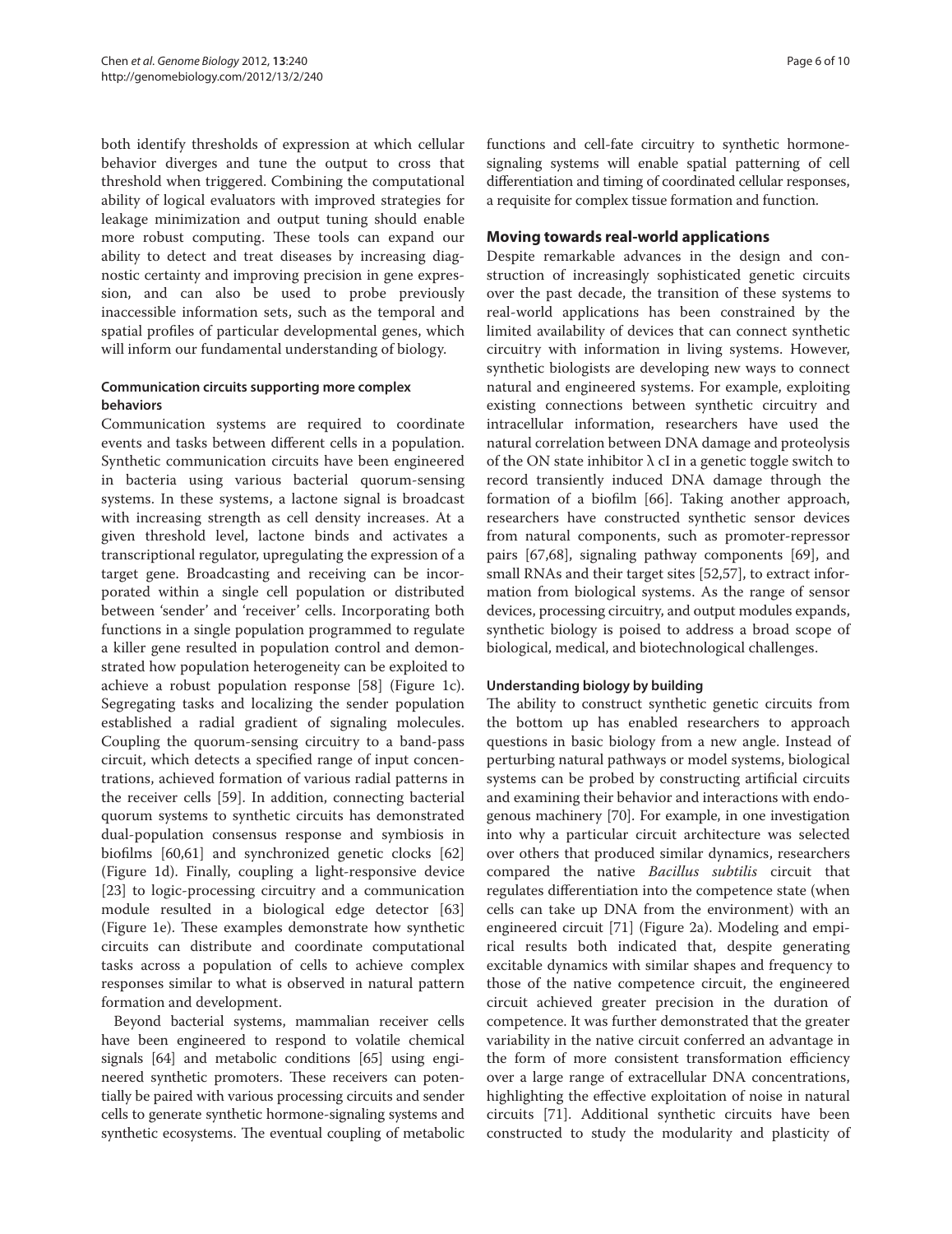both identify thresholds of expression at which cellular behavior diverges and tune the output to cross that threshold when triggered. Combining the computational ability of logical evaluators with improved strategies for leakage minimization and output tuning should enable more robust computing. These tools can expand our ability to detect and treat diseases by increasing diagnostic certainty and improving precision in gene expression, and can also be used to probe previously inaccessible information sets, such as the temporal and spatial profiles of particular developmental genes, which will inform our fundamental understanding of biology.

### Communication circuits supporting more complex behaviors

Communication systems are required to coordinate events and tasks between different cells in a population. Synthetic communication circuits have been engineered in bacteria using various bacterial quorum-sensing systems. In these systems, a lactone signal is broadcast with increasing strength as cell density increases. At a given threshold level, lactone binds and activates a transcriptional regulator, upregulating the expression of a target gene. Broadcasting and receiving can be incorporated within a single cell population or distributed between 'sender' and 'receiver' cells. Incorporating both functions in a single population programmed to regulate a killer gene resulted in population control and demonstrated how population heterogeneity can be exploited to achieve a robust population response [58] (Figure 1c). Segregating tasks and localizing the sender population established a radial gradient of signaling molecules. Coupling the quorum-sensing circuitry to a band-pass circuit, which detects a specified range of input concentrations, achieved formation of various radial patterns in the receiver cells [59]. In addition, connecting bacterial quorum systems to synthetic circuits has demonstrated dual-population consensus response and symbiosis in biofilms [60,61] and synchronized genetic clocks [62] (Figure 1d). Finally, coupling a light-responsive device [23] to logic-processing circuitry and a communication module resulted in a biological edge detector [63] (Figure 1e). These examples demonstrate how synthetic circuits can distribute and coordinate computational tasks across a population of cells to achieve complex responses similar to what is observed in natural pattern formation and development.

Beyond bacterial systems, mammalian receiver cells have been engineered to respond to volatile chemical signals [64] and metabolic conditions [65] using engineered synthetic promoters. These receivers can potentially be paired with various processing circuits and sender cells to generate synthetic hormone-signaling systems and synthetic ecosystems. The eventual coupling of metabolic functions and cell-fate circuitry to synthetic hormone-signaling systems will enable spatial patterning of cell differentiation and timing of coordinated cellular responses, a requisite for complex tissue formation and function.

## Moving towards real-world applications

Despite remarkable advances in the design and construction of increasingly sophisticated genetic circuits over the past decade, the transition of these systems to real-world applications has been constrained by the limited availability of devices that can connect synthetic circuitry with information in living systems. However, synthetic biologists are developing new ways to connect natural and engineered systems. For example, exploiting existing connections between synthetic circuitry and intracellular information, researchers have used the natural correlation between DNA damage and proteolysis of the ON state inhibitor λ cI in a genetic toggle switch to record transiently induced DNA damage through the formation of a biofilm [66]. Taking another approach, researchers have constructed synthetic sensor devices from natural components, such as promoter-repressor pairs [67,68], signaling pathway components [69], and small RNAs and their target sites [52,57], to extract information from biological systems. As the range of sensor devices, processing circuitry, and output modules expands, synthetic biology is poised to address a broad scope of biological, medical, and biotechnological challenges.

### Understanding biology by building

The ability to construct synthetic genetic circuits from the bottom up has enabled researchers to approach questions in basic biology from a new angle. Instead of perturbing natural pathways or model systems, biological systems can be probed by constructing artificial circuits and examining their behavior and interactions with endogenous machinery [70]. For example, in one investigation into why a particular circuit architecture was selected over others that produced similar dynamics, researchers compared the native *Bacillus subtilis* circuit that regulates differentiation into the competence state (when cells can take up DNA from the environment) with an engineered circuit [71] (Figure 2a). Modeling and empirical results both indicated that, despite generating excitable dynamics with similar shapes and frequency to those of the native competence circuit, the engineered circuit achieved greater precision in the duration of competence. It was further demonstrated that the greater variability in the native circuit conferred an advantage in the form of more consistent transformation efficiency over a large range of extracellular DNA concentrations, highlighting the effective exploitation of noise in natural circuits [71]. Additional synthetic circuits have been constructed to study the modularity and plasticity of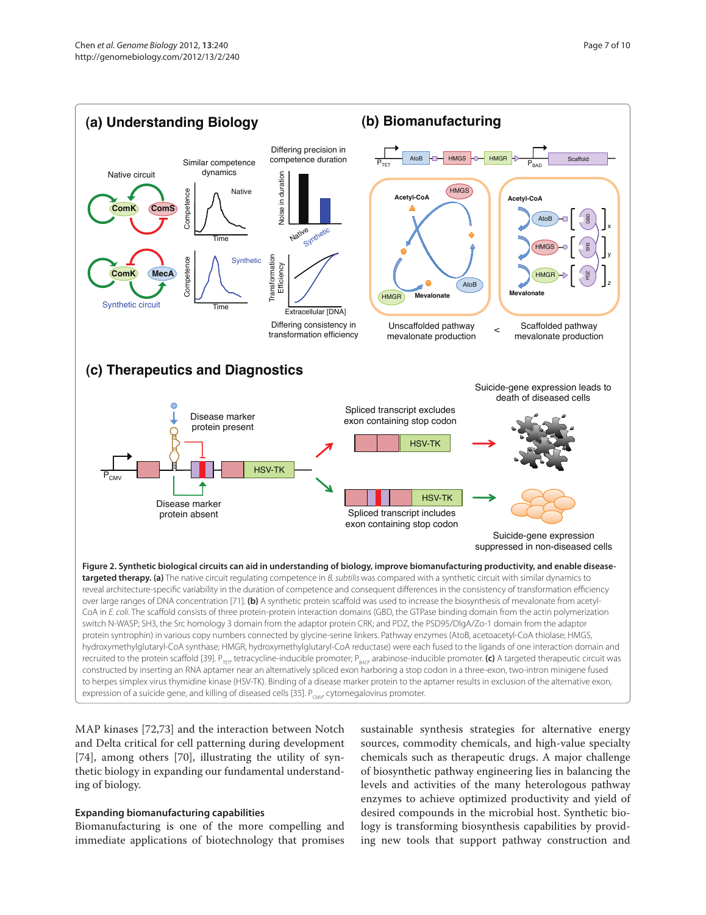**Figure 2. Synthetic biological circuits can aid in understanding of biology, improve biomanufacturing productivity, and enable disease-targeted therapy. (a)** The native circuit regulating competence in *B. subtilis* was compared with a synthetic circuit with similar dynamics to reveal architecture-specific variability in the duration of competence and consequent differences in the consistency of transformation efficiency over large ranges of DNA concentration [71]. **(b)** A synthetic protein scaffold was used to increase the biosynthesis of mevalonate from acetyl-CoA in *E. coli*. The scaffold consists of three protein-protein interaction domains (GBD, the GTPase binding domain from the actin polymerization switch N-WASP; SH3, the Src homology 3 domain from the adaptor protein CRK; and PDZ, the PSD95/DlgA/Zo-1 domain from the adaptor protein syntrophin) in various copy numbers connected by glycine-serine linkers. Pathway enzymes (AtoB, acetoacetyl-CoA thiolase; HMGS, hydroxymethylglutaryl-CoA synthase; HMGR, hydroxymethylglutaryl-CoA reductase) were each fused to the ligands of one interaction domain and recruited to the protein scaffold [39]. $P_{TET}$, tetracycline-inducible promoter; $P_{BAD}$, arabinose-inducible promoter. **(c)** A targeted therapeutic circuit was constructed by inserting an RNA aptamer near an alternatively spliced exon harboring a stop codon in a three-exon, two-intron minigene fused to herpes simplex virus thymidine kinase (HSV-TK). Binding of a disease marker protein to the aptamer results in exclusion of the alternative exon, expression of a suicide gene, and killing of diseased cells [35]. $P_{CMV}$, cytomegalovirus promoter.

MAP kinases [72,73] and the interaction between Notch and Delta critical for cell patterning during development [74], among others [70], illustrating the utility of synthetic biology in expanding our fundamental understanding of biology.

### Expanding biomanufacturing capabilities

Biomanufacturing is one of the more compelling and immediate applications of biotechnology that promises sustainable synthesis strategies for alternative energy sources, commodity chemicals, and high-value specialty chemicals such as therapeutic drugs. A major challenge of biosynthetic pathway engineering lies in balancing the levels and activities of the many heterologous pathway enzymes to achieve optimized productivity and yield of desired compounds in the microbial host. Synthetic biology is transforming biosynthesis capabilities by providing new tools that support pathway construction and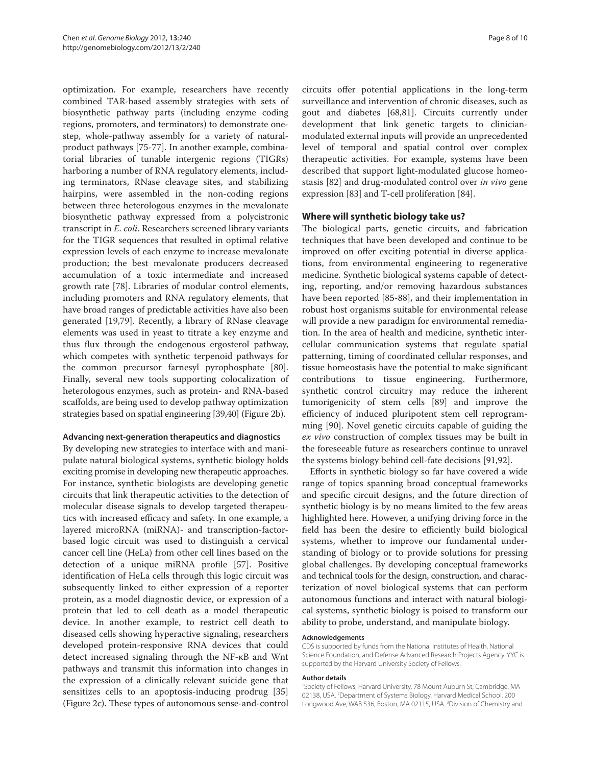optimization. For example, researchers have recently combined TAR-based assembly strategies with sets of biosynthetic pathway parts (including enzyme coding regions, promoters, and terminators) to demonstrate one-step, whole-pathway assembly for a variety of natural-product pathways [75-77]. In another example, combinatorial libraries of tunable intergenic regions (TIGRs) harboring a number of RNA regulatory elements, including terminators, RNase cleavage sites, and stabilizing hairpins, were assembled in the non-coding regions between three heterologous enzymes in the mevalonate biosynthetic pathway expressed from a polycistronic transcript in *E. coli*. Researchers screened library variants for the TIGR sequences that resulted in optimal relative expression levels of each enzyme to increase mevalonate production; the best mevalonate producers decreased accumulation of a toxic intermediate and increased growth rate [78]. Libraries of modular control elements, including promoters and RNA regulatory elements, that have broad ranges of predictable activities have also been generated [19,79]. Recently, a library of RNase cleavage elements was used in yeast to titrate a key enzyme and thus flux through the endogenous ergosterol pathway, which competes with synthetic terpenoid pathways for the common precursor farnesyl pyrophosphate [80]. Finally, several new tools supporting colocalization of heterologous enzymes, such as protein- and RNA-based scaffolds, are being used to develop pathway optimization strategies based on spatial engineering [39,40] (Figure 2b).

#### Advancing next-generation therapeutics and diagnostics

By developing new strategies to interface with and manipulate natural biological systems, synthetic biology holds exciting promise in developing new therapeutic approaches. For instance, synthetic biologists are developing genetic circuits that link therapeutic activities to the detection of molecular disease signals to develop targeted therapeutics with increased efficacy and safety. In one example, a layered microRNA (miRNA)- and transcription-factor-based logic circuit was used to distinguish a cervical cancer cell line (HeLa) from other cell lines based on the detection of a unique miRNA profile [57]. Positive identification of HeLa cells through this logic circuit was subsequently linked to either expression of a reporter protein, as a model diagnostic device, or expression of a protein that led to cell death as a model therapeutic device. In another example, to restrict cell death to diseased cells showing hyperactive signaling, researchers developed protein-responsive RNA devices that could detect increased signaling through the NF-κB and Wnt pathways and transmit this information into changes in the expression of a clinically relevant suicide gene that sensitizes cells to an apoptosis-inducing prodrug [35] (Figure 2c). These types of autonomous sense-and-control circuits offer potential applications in the long-term surveillance and intervention of chronic diseases, such as gout and diabetes [68,81]. Circuits currently under development that link genetic targets to clinician-modulated external inputs will provide an unprecedented level of temporal and spatial control over complex therapeutic activities. For example, systems have been described that support light-modulated glucose homeostasis [82] and drug-modulated control over *in vivo* gene expression [83] and T-cell proliferation [84].

### Where will synthetic biology take us?

The biological parts, genetic circuits, and fabrication techniques that have been developed and continue to be improved on offer exciting potential in diverse applications, from environmental engineering to regenerative medicine. Synthetic biological systems capable of detecting, reporting, and/or removing hazardous substances have been reported [85-88], and their implementation in robust host organisms suitable for environmental release will provide a new paradigm for environmental remediation. In the area of health and medicine, synthetic intercellular communication systems that regulate spatial patterning, timing of coordinated cellular responses, and tissue homeostasis have the potential to make significant contributions to tissue engineering. Furthermore, synthetic control circuitry may reduce the inherent tumorigenicity of stem cells [89] and improve the efficiency of induced pluripotent stem cell reprogramming [90]. Novel genetic circuits capable of guiding the *ex vivo* construction of complex tissues may be built in the foreseeable future as researchers continue to unravel the systems biology behind cell-fate decisions [91,92].

Efforts in synthetic biology so far have covered a wide range of topics spanning broad conceptual frameworks and specific circuit designs, and the future direction of synthetic biology is by no means limited to the few areas highlighted here. However, a unifying driving force in the field has been the desire to efficiently build biological systems, whether to improve our fundamental understanding of biology or to provide solutions for pressing global challenges. By developing conceptual frameworks and technical tools for the design, construction, and characterization of novel biological systems that can perform autonomous functions and interact with natural biological systems, synthetic biology is poised to transform our ability to probe, understand, and manipulate biology.

#### Acknowledgements

CDS is supported by funds from the National Institutes of Health, National Science Foundation, and Defense Advanced Research Projects Agency. YYC is supported by the Harvard University Society of Fellows.

#### Author details

[1]Society of Fellows, Harvard University, 78 Mount Auburn St, Cambridge, MA 02138, USA. [2]Department of Systems Biology, Harvard Medical School, 200 Longwood Ave, WAB 536, Boston, MA 02115, USA. [3]Division of Chemistry and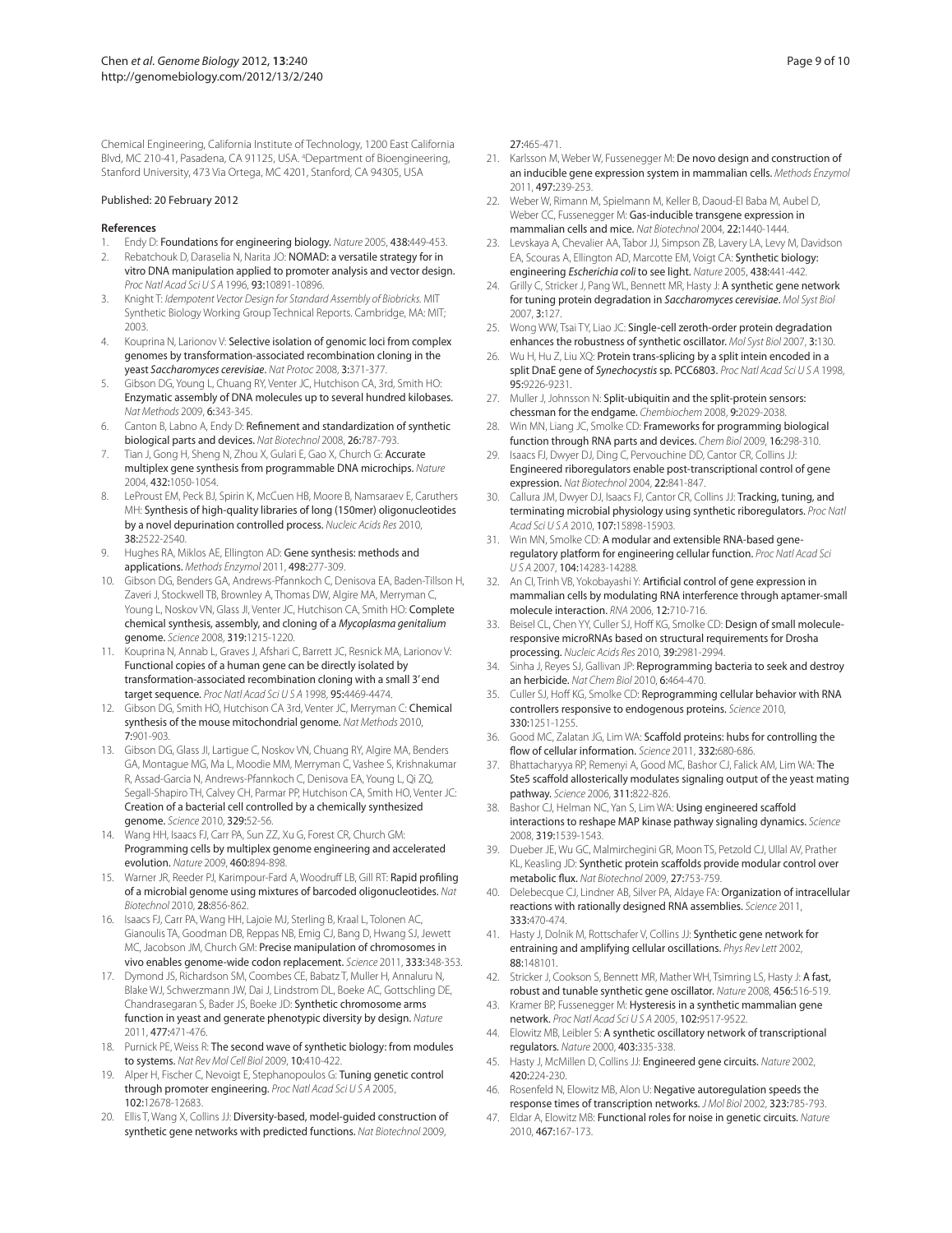Chemical Engineering, California Institute of Technology, 1200 East California Blvd, MC 210-41, Pasadena, CA 91125, USA. [d]Department of Bioengineering, Stanford University, 473 Via Ortega, MC 4201, Stanford, CA 94305, USA

Published: 20 February 2012

## References

1. Endy D: Foundations for engineering biology. *Nature* 2005, **438:**449-453.
2. Rebatchouk D, Daraselia N, Narita JO: NOMAD: a versatile strategy for in vitro DNA manipulation applied to promoter analysis and vector design. *Proc Natl Acad Sci U S A* 1996, **93:**10891-10896.
3. Knight T: *Idempotent Vector Design for Standard Assembly of Biobricks.* MIT Synthetic Biology Working Group Technical Reports. Cambridge, MA: MIT; 2003.
4. Kouprina N, Larionov V: Selective isolation of genomic loci from complex genomes by transformation-associated recombination cloning in the yeast *Saccharomyces cerevisiae*. *Nat Protoc* 2008, **3:**371-377.
5. Gibson DG, Young L, Chuang RY, Venter JC, Hutchison CA, 3rd, Smith HO: Enzymatic assembly of DNA molecules up to several hundred kilobases. *Nat Methods* 2009, **6:**343-345.
6. Canton B, Labno A, Endy D: Refinement and standardization of synthetic biological parts and devices. *Nat Biotechnol* 2008, **26:**787-793.
7. Tian J, Gong H, Sheng N, Zhou X, Gulari E, Gao X, Church G: Accurate multiplex gene synthesis from programmable DNA microchips. *Nature* 2004, **432:**1050-1054.
8. LeProust EM, Peck BJ, Spirin K, McCuen HB, Moore B, Namsaraev E, Caruthers MH: Synthesis of high-quality libraries of long (150mer) oligonucleotides by a novel depurination controlled process. *Nucleic Acids Res* 2010, **38:**2522-2540.
9. Hughes RA, Miklos AE, Ellington AD: Gene synthesis: methods and applications. *Methods Enzymol* 2011, **498:**277-309.
10. Gibson DG, Benders GA, Andrews-Pfannkoch C, Denisova EA, Baden-Tillson H, Zaveri J, Stockwell TB, Brownley A, Thomas DW, Algire MA, Merryman C, Young L, Noskov VN, Glass JI, Venter JC, Hutchison CA, Smith HO: Complete chemical synthesis, assembly, and cloning of a *Mycoplasma genitalium* genome. *Science* 2008, **319:**1215-1220.
11. Kouprina N, Annab L, Graves J, Afshari C, Barrett JC, Resnick MA, Larionov V: Functional copies of a human gene can be directly isolated by transformation-associated recombination cloning with a small 3' end target sequence. *Proc Natl Acad Sci U S A* 1998, **95:**4469-4474.
12. Gibson DG, Smith HO, Hutchison CA 3rd, Venter JC, Merryman C: Chemical synthesis of the mouse mitochondrial genome. *Nat Methods* 2010, **7:**901-903.
13. Gibson DG, Glass JI, Lartigue C, Noskov VN, Chuang RY, Algire MA, Benders GA, Montague MG, Ma L, Moodie MM, Merryman C, Vashee S, Krishnakumar R, Assad-Garcia N, Andrews-Pfannkoch C, Denisova EA, Young L, Qi ZQ, Segall-Shapiro TH, Calvey CH, Parmar PP, Hutchison CA, Smith HO, Venter JC: Creation of a bacterial cell controlled by a chemically synthesized genome. *Science* 2010, **329:**52-56.
14. Wang HH, Isaacs FJ, Carr PA, Sun ZZ, Xu G, Forest CR, Church GM: Programming cells by multiplex genome engineering and accelerated evolution. *Nature* 2009, **460:**894-898.
15. Warner JR, Reeder PJ, Karimpour-Fard A, Woodruff LB, Gill RT: Rapid profiling of a microbial genome using mixtures of barcoded oligonucleotides. *Nat Biotechnol* 2010, **28:**856-862.
16. Isaacs FJ, Carr PA, Wang HH, Lajoie MJ, Sterling B, Kraal L, Tolonen AC, Gianoulis TA, Goodman DB, Reppas NB, Emig CJ, Bang D, Hwang SJ, Jewett MC, Jacobson JM, Church GM: Precise manipulation of chromosomes in vivo enables genome-wide codon replacement. *Science* 2011, **333:**348-353.
17. Dymond JS, Richardson SM, Coombes CE, Babatz T, Muller H, Annaluru N, Blake WJ, Schwerzmann JW, Dai J, Lindstrom DL, Boeke AC, Gottschling DE, Chandrasegaran S, Bader JS, Boeke JD: Synthetic chromosome arms function in yeast and generate phenotypic diversity by design. *Nature* 2011, **477:**471-476.
18. Purnick PE, Weiss R: The second wave of synthetic biology: from modules to systems. *Nat Rev Mol Cell Biol* 2009, **10:**410-422.
19. Alper H, Fischer C, Nevoigt E, Stephanopoulos G: Tuning genetic control through promoter engineering. *Proc Natl Acad Sci U S A* 2005, **102:**12678-12683.
20. Ellis T, Wang X, Collins JJ: Diversity-based, model-guided construction of synthetic gene networks with predicted functions. *Nat Biotechnol* 2009, **27:**465-471.
21. Karlsson M, Weber W, Fussenegger M: De novo design and construction of an inducible gene expression system in mammalian cells. *Methods Enzymol* 2011, **497:**239-253.
22. Weber W, Rimann M, Spielmann M, Keller B, Daoud-El Baba M, Aubel D, Weber CC, Fussenegger M: Gas-inducible transgene expression in mammalian cells and mice. *Nat Biotechnol* 2004, **22:**1440-1444.
23. Levskaya A, Chevalier AA, Tabor JJ, Simpson ZB, Lavery LA, Levy M, Davidson EA, Scouras A, Ellington AD, Marcotte EM, Voigt CA: Synthetic biology: engineering *Escherichia coli* to see light. *Nature* 2005, **438:**441-442.
24. Grilly C, Stricker J, Pang WL, Bennett MR, Hasty J: A synthetic gene network for tuning protein degradation in *Saccharomyces cerevisiae*. *Mol Syst Biol* 2007, **3:**127.
25. Wong WW, Tsai TY, Liao JC: Single-cell zeroth-order protein degradation enhances the robustness of synthetic oscillator. *Mol Syst Biol* 2007, **3:**130.
26. Wu H, Hu Z, Liu XQ: Protein trans-splicing by a split intein encoded in a split DnaE gene of *Synechocystis* sp. PCC6803. *Proc Natl Acad Sci U S A* 1998, **95:**9226-9231.
27. Muller J, Johnsson N: Split-ubiquitin and the split-protein sensors: chessman for the endgame. *Chembiochem* 2008, **9:**2029-2038.
28. Win MN, Liang JC, Smolke CD: Frameworks for programming biological function through RNA parts and devices. *Chem Biol* 2009, **16:**298-310.
29. Isaacs FJ, Dwyer DJ, Ding C, Pervouchine DD, Cantor CR, Collins JJ: Engineered riboregulators enable post-transcriptional control of gene expression. *Nat Biotechnol* 2004, **22:**841-847.
30. Callura JM, Dwyer DJ, Isaacs FJ, Cantor CR, Collins JJ: Tracking, tuning, and terminating microbial physiology using synthetic riboregulators. *Proc Natl Acad Sci U S A* 2010, **107:**15898-15903.
31. Win MN, Smolke CD: A modular and extensible RNA-based gene-regulatory platform for engineering cellular function. *Proc Natl Acad Sci U S A* 2007, **104:**14283-14288.
32. An CI, Trinh VB, Yokobayashi Y: Artificial control of gene expression in mammalian cells by modulating RNA interference through aptamer-small molecule interaction. *RNA* 2006, **12:**710-716.
33. Beisel CL, Chen YY, Culler SJ, Hoff KG, Smolke CD: Design of small molecule-responsive microRNAs based on structural requirements for Drosha processing. *Nucleic Acids Res* 2010, **39:**2981-2994.
34. Sinha J, Reyes SJ, Gallivan JP: Reprogramming bacteria to seek and destroy an herbicide. *Nat Chem Biol* 2010, **6:**464-470.
35. Culler SJ, Hoff KG, Smolke CD: Reprogramming cellular behavior with RNA controllers responsive to endogenous proteins. *Science* 2010, **330:**1251-1255.
36. Good MC, Zalatan JG, Lim WA: Scaffold proteins: hubs for controlling the flow of cellular information. *Science* 2011, **332:**680-686.
37. Bhattacharyya RP, Remenyi A, Good MC, Bashor CJ, Falick AM, Lim WA: The Ste5 scaffold allosterically modulates signaling output of the yeast mating pathway. *Science* 2006, **311:**822-826.
38. Bashor CJ, Helman NC, Yan S, Lim WA: Using engineered scaffold interactions to reshape MAP kinase pathway signaling dynamics. *Science* 2008, **319:**1539-1543.
39. Dueber JE, Wu GC, Malmirchegini GR, Moon TS, Petzold CJ, Ullal AV, Prather KL, Keasling JD: Synthetic protein scaffolds provide modular control over metabolic flux. *Nat Biotechnol* 2009, **27:**753-759.
40. Delebecque CJ, Lindner AB, Silver PA, Aldaye FA: Organization of intracellular reactions with rationally designed RNA assemblies. *Science* 2011, **333:**470-474.
41. Hasty J, Dolnik M, Rottschafer V, Collins JJ: Synthetic gene network for entraining and amplifying cellular oscillations. *Phys Rev Lett* 2002, **88:**148101.
42. Stricker J, Cookson S, Bennett MR, Mather WH, Tsimring LS, Hasty J: A fast, robust and tunable synthetic gene oscillator. *Nature* 2008, **456:**516-519.
43. Kramer BP, Fussenegger M: Hysteresis in a synthetic mammalian gene network. *Proc Natl Acad Sci U S A* 2005, **102:**9517-9522.
44. Elowitz MB, Leibler S: A synthetic oscillatory network of transcriptional regulators. *Nature* 2000, **403:**335-338.
45. Hasty J, McMillen D, Collins JJ: Engineered gene circuits. *Nature* 2002, **420:**224-230.
46. Rosenfeld N, Elowitz MB, Alon U: Negative autoregulation speeds the response times of transcription networks. *J Mol Biol* 2002, **323:**785-793.
47. Eldar A, Elowitz MB: Functional roles for noise in genetic circuits. *Nature* 2010, **467:**167-173.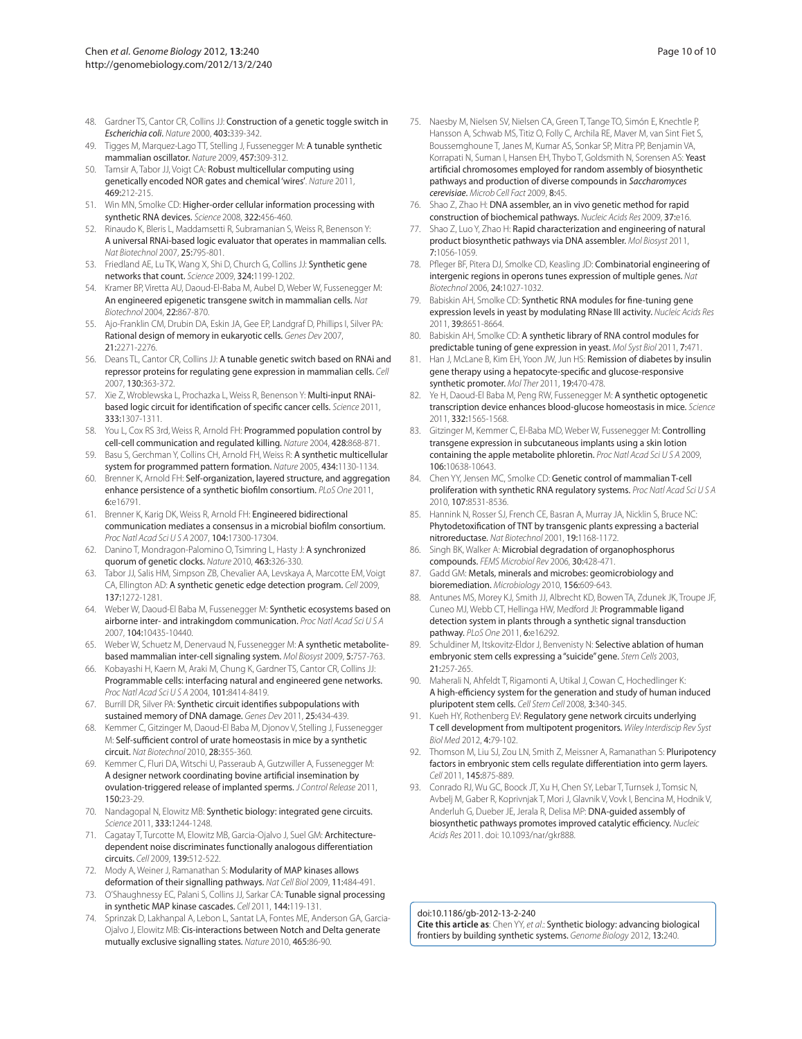48. Gardner TS, Cantor CR, Collins JJ: **Construction of a genetic toggle switch in *Escherichia coli*.** *Nature* 2000, **403:**339-342.
49. Tigges M, Marquez-Lago TT, Stelling J, Fussenegger M: **A tunable synthetic mammalian oscillator.** *Nature* 2009, **457:**309-312.
50. Tamsir A, Tabor JJ, Voigt CA: **Robust multicellular computing using genetically encoded NOR gates and chemical 'wires'.** *Nature* 2011, **469:**212-215.
51. Win MN, Smolke CD: **Higher-order cellular information processing with synthetic RNA devices.** *Science* 2008, **322:**456-460.
52. Rinaudo K, Bleris L, Maddamsetti R, Subramanian S, Weiss R, Benenson Y: **A universal RNAi-based logic evaluator that operates in mammalian cells.** *Nat Biotechnol* 2007, **25:**795-801.
53. Friedland AE, Lu TK, Wang X, Shi D, Church G, Collins JJ: **Synthetic gene networks that count.** *Science* 2009, **324:**1199-1202.
54. Kramer BP, Viretta AU, Daoud-El-Baba M, Aubel D, Weber W, Fussenegger M: **An engineered epigenetic transgene switch in mammalian cells.** *Nat Biotechnol* 2004, **22:**867-870.
55. Ajo-Franklin CM, Drubin DA, Eskin JA, Gee EP, Landgraf D, Phillips I, Silver PA: **Rational design of memory in eukaryotic cells.** *Genes Dev* 2007, **21:**2271-2276.
56. Deans TL, Cantor CR, Collins JJ: **A tunable genetic switch based on RNAi and repressor proteins for regulating gene expression in mammalian cells.** *Cell* 2007, **130:**363-372.
57. Xie Z, Wroblewska L, Prochazka L, Weiss R, Benenson Y: **Multi-input RNAi-based logic circuit for identification of specific cancer cells.** *Science* 2011, **333:**1307-1311.
58. You L, Cox RS 3rd, Weiss R, Arnold FH: **Programmed population control by cell-cell communication and regulated killing.** *Nature* 2004, **428:**868-871.
59. Basu S, Gerchman Y, Collins CH, Arnold FH, Weiss R: **A synthetic multicellular system for programmed pattern formation.** *Nature* 2005, **434:**1130-1134.
60. Brenner K, Arnold FH: **Self-organization, layered structure, and aggregation enhance persistence of a synthetic biofilm consortium.** *PLoS One* 2011, **6:**e16791.
61. Brenner K, Karig DK, Weiss R, Arnold FH: **Engineered bidirectional communication mediates a consensus in a microbial biofilm consortium.** *Proc Natl Acad Sci U S A* 2007, **104:**17300-17304.
62. Danino T, Mondragon-Palomino O, Tsimring L, Hasty J: **A synchronized quorum of genetic clocks.** *Nature* 2010, **463:**326-330.
63. Tabor JJ, Salis HM, Simpson ZB, Chevalier AA, Levskaya A, Marcotte EM, Voigt CA, Ellington AD: **A synthetic genetic edge detection program.** *Cell* 2009, **137:**1272-1281.
64. Weber W, Daoud-El Baba M, Fussenegger M: **Synthetic ecosystems based on airborne inter- and intrakingdom communication.** *Proc Natl Acad Sci U S A* 2007, **104:**10435-10440.
65. Weber W, Schuetz M, Denervaud N, Fussenegger M: **A synthetic metabolite-based mammalian inter-cell signaling system.** *Mol Biosyst* 2009, **5:**757-763.
66. Kobayashi H, Kaern M, Araki M, Chung K, Gardner TS, Cantor CR, Collins JJ: **Programmable cells: interfacing natural and engineered gene networks.** *Proc Natl Acad Sci U S A* 2004, **101:**8414-8419.
67. Burrill DR, Silver PA: **Synthetic circuit identifies subpopulations with sustained memory of DNA damage.** *Genes Dev* 2011, **25:**434-439.
68. Kemmer C, Gitzinger M, Daoud-El Baba M, Djonov V, Stelling J, Fussenegger M: **Self-sufficient control of urate homeostasis in mice by a synthetic circuit.** *Nat Biotechnol* 2010, **28:**355-360.
69. Kemmer C, Fluri DA, Witschi U, Passeraub A, Gutzwiller A, Fussenegger M: **A designer network coordinating bovine artificial insemination by ovulation-triggered release of implanted sperms.** *J Control Release* 2011, **150:**23-29.
70. Nandagopal N, Elowitz MB: **Synthetic biology: integrated gene circuits.** *Science* 2011, **333:**1244-1248.
71. Cagatay T, Turcotte M, Elowitz MB, Garcia-Ojalvo J, Suel GM: **Architecture-dependent noise discriminates functionally analogous differentiation circuits.** *Cell* 2009, **139:**512-522.
72. Mody A, Weiner J, Ramanathan S: **Modularity of MAP kinases allows deformation of their signalling pathways.** *Nat Cell Biol* 2009, **11:**484-491.
73. O'Shaughnessy EC, Palani S, Collins JJ, Sarkar CA: **Tunable signal processing in synthetic MAP kinase cascades.** *Cell* 2011, **144:**119-131.
74. Sprinzak D, Lakhanpal A, Lebon L, Santat LA, Fontes ME, Anderson GA, Garcia-Ojalvo J, Elowitz MB: **Cis-interactions between Notch and Delta generate mutually exclusive signalling states.** *Nature* 2010, **465:**86-90.
75. Naesby M, Nielsen SV, Nielsen CA, Green T, Tange TO, Simón E, Knechtle P, Hansson A, Schwab MS, Titiz O, Folly C, Archila RE, Maver M, van Sint Fiet S, Boussemghoune T, Janes M, Kumar AS, Sonkar SP, Mitra PP, Benjamin VA, Korrapati N, Suman I, Hansen EH, Thybo T, Goldsmith N, Sorensen AS: **Yeast artificial chromosomes employed for random assembly of biosynthetic pathways and production of diverse compounds in *Saccharomyces cerevisiae*.** *Microb Cell Fact* 2009, **8:**45.
76. Shao Z, Zhao H: **DNA assembler, an in vivo genetic method for rapid construction of biochemical pathways.** *Nucleic Acids Res* 2009, **37:**e16.
77. Shao Z, Luo Y, Zhao H: **Rapid characterization and engineering of natural product biosynthetic pathways via DNA assembler.** *Mol Biosyst* 2011, **7:**1056-1059.
78. Pfleger BF, Pitera DJ, Smolke CD, Keasling JD: **Combinatorial engineering of intergenic regions in operons tunes expression of multiple genes.** *Nat Biotechnol* 2006, **24:**1027-1032.
79. Babiskin AH, Smolke CD: **Synthetic RNA modules for fine-tuning gene expression levels in yeast by modulating RNase III activity.** *Nucleic Acids Res* 2011, **39:**8651-8664.
80. Babiskin AH, Smolke CD: **A synthetic library of RNA control modules for predictable tuning of gene expression in yeast.** *Mol Syst Biol* 2011, **7:**471.
81. Han J, McLane B, Kim EH, Yoon JW, Jun HS: **Remission of diabetes by insulin gene therapy using a hepatocyte-specific and glucose-responsive synthetic promoter.** *Mol Ther* 2011, **19:**470-478.
82. Ye H, Daoud-El Baba M, Peng RW, Fussenegger M: **A synthetic optogenetic transcription device enhances blood-glucose homeostasis in mice.** *Science* 2011, **332:**1565-1568.
83. Gitzinger M, Kemmer C, El-Baba MD, Weber W, Fussenegger M: **Controlling transgene expression in subcutaneous implants using a skin lotion containing the apple metabolite phloretin.** *Proc Natl Acad Sci U S A* 2009, **106:**10638-10643.
84. Chen YY, Jensen MC, Smolke CD: **Genetic control of mammalian T-cell proliferation with synthetic RNA regulatory systems.** *Proc Natl Acad Sci U S A* 2010, **107:**8531-8536.
85. Hannink N, Rosser SJ, French CE, Basran A, Murray JA, Nicklin S, Bruce NC: **Phytodetoxification of TNT by transgenic plants expressing a bacterial nitroreductase.** *Nat Biotechnol* 2001, **19:**1168-1172.
86. Singh BK, Walker A: **Microbial degradation of organophosphorus compounds.** *FEMS Microbiol Rev* 2006, **30:**428-471.
87. Gadd GM: **Metals, minerals and microbes: geomicrobiology and bioremediation.** *Microbiology* 2010, **156:**609-643.
88. Antunes MS, Morey KJ, Smith JJ, Albrecht KD, Bowen TA, Zdunek JK, Troupe JF, Cuneo MJ, Webb CT, Hellinga HW, Medford JI: **Programmable ligand detection system in plants through a synthetic signal transduction pathway.** *PLoS One* 2011, **6:**e16292.
89. Schuldiner M, Itskovitz-Eldor J, Benvenisty N: **Selective ablation of human embryonic stem cells expressing a "suicide" gene.** *Stem Cells* 2003, **21:**257-265.
90. Maherali N, Ahfeldt T, Rigamonti A, Utikal J, Cowan C, Hochedlinger K: **A high-efficiency system for the generation and study of human induced pluripotent stem cells.** *Cell Stem Cell* 2008, **3:**340-345.
91. Kueh HY, Rothenberg EV: **Regulatory gene network circuits underlying T cell development from multipotent progenitors.** *Wiley Interdiscip Rev Syst Biol Med* 2012, **4:**79-102.
92. Thomson M, Liu SJ, Zou LN, Smith Z, Meissner A, Ramanathan S: **Pluripotency factors in embryonic stem cells regulate differentiation into germ layers.** *Cell* 2011, **145:**875-889.
93. Conrado RJ, Wu GC, Boock JT, Xu H, Chen SY, Lebar T, Turnsek J, Tomsic N, Avbelj M, Gaber R, Koprivnjak T, Mori J, Glavnik V, Vovk I, Bencina M, Hodnik V, Anderluh G, Dueber JE, Jerala R, Delisa MP: **DNA-guided assembly of biosynthetic pathways promotes improved catalytic efficiency.** *Nucleic Acids Res* 2011. doi: 10.1093/nar/gkr888.

doi:10.1186/gb-2012-13-2-240
**Cite this article as**: Chen YY, *et al*.: Synthetic biology: advancing biological frontiers by building synthetic systems. *Genome Biology* 2012, **13:**240.